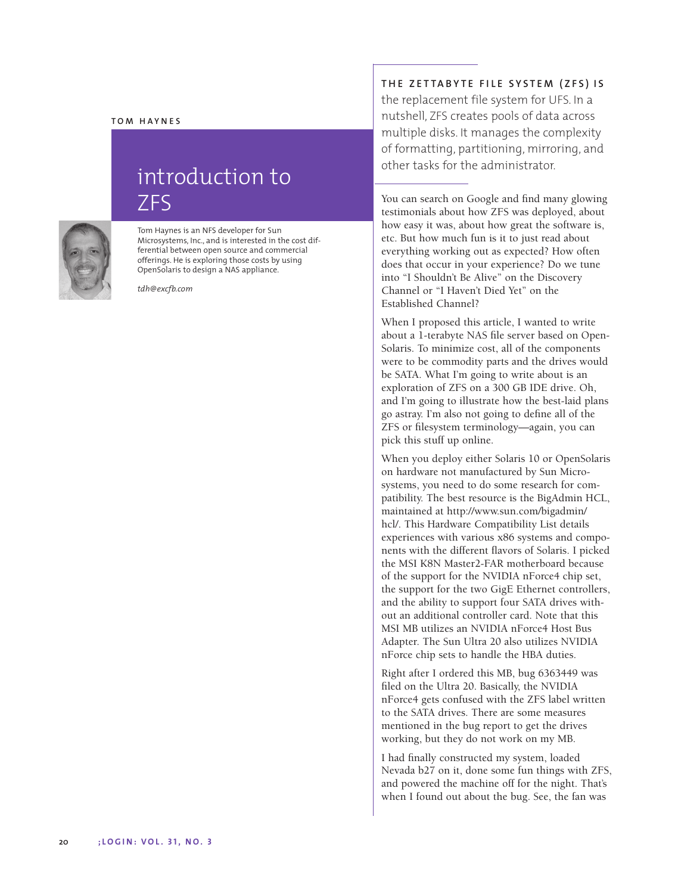TOM HAYNES

# introduction to ZFS

Tom Haynes is an NFS developer for Sun Microsystems, Inc., and is interested in the cost differential between open source and commercial offerings. He is exploring those costs by using OpenSolaris to design a NAS appliance.

*tdh@excfb.com*

**THE ZETTABYTE FILE SYSTEM (ZFS) IS** the replacement file system for UFS. In a nutshell, ZFS creates pools of data across multiple disks. It manages the complexity of formatting, partitioning, mirroring, and other tasks for the administrator.

You can search on Google and find many glowing testimonials about how ZFS was deployed, about how easy it was, about how great the software is, etc. But how much fun is it to just read about everything working out as expected? How often does that occur in your experience? Do we tune into "I Shouldn't Be Alive" on the Discovery Channel or "I Haven't Died Yet" on the Established Channel?

When I proposed this article, I wanted to write about a 1-terabyte NAS file server based on OpenSolaris. To minimize cost, all of the components were to be commodity parts and the drives would be SATA. What I'm going to write about is an exploration of ZFS on a 300 GB IDE drive. Oh, and I'm going to illustrate how the best-laid plans go astray. I'm also not going to define all of the ZFS or filesystem terminology—again, you can pick this stuff up online.

When you deploy either Solaris 10 or OpenSolaris on hardware not manufactured by Sun Microsystems, you need to do some research for compatibility. The best resource is the BigAdmin HCL, maintained at http://www.sun.com/bigadmin/hcl/. This Hardware Compatibility List details experiences with various x86 systems and components with the different flavors of Solaris. I picked the MSI K8N Master2-FAR motherboard because of the support for the NVIDIA nForce4 chip set, the support for the two GigE Ethernet controllers, and the ability to support four SATA drives without an additional controller card. Note that this MSI MB utilizes an NVIDIA nForce4 Host Bus Adapter. The Sun Ultra 20 also utilizes NVIDIA nForce chip sets to handle the HBA duties.

Right after I ordered this MB, bug 6363449 was filed on the Ultra 20. Basically, the NVIDIA nForce4 gets confused with the ZFS label written to the SATA drives. There are some measures mentioned in the bug report to get the drives working, but they do not work on my MB.

I had finally constructed my system, loaded Nevada b27 on it, done some fun things with ZFS, and powered the machine off for the night. That's when I found out about the bug. See, the fan was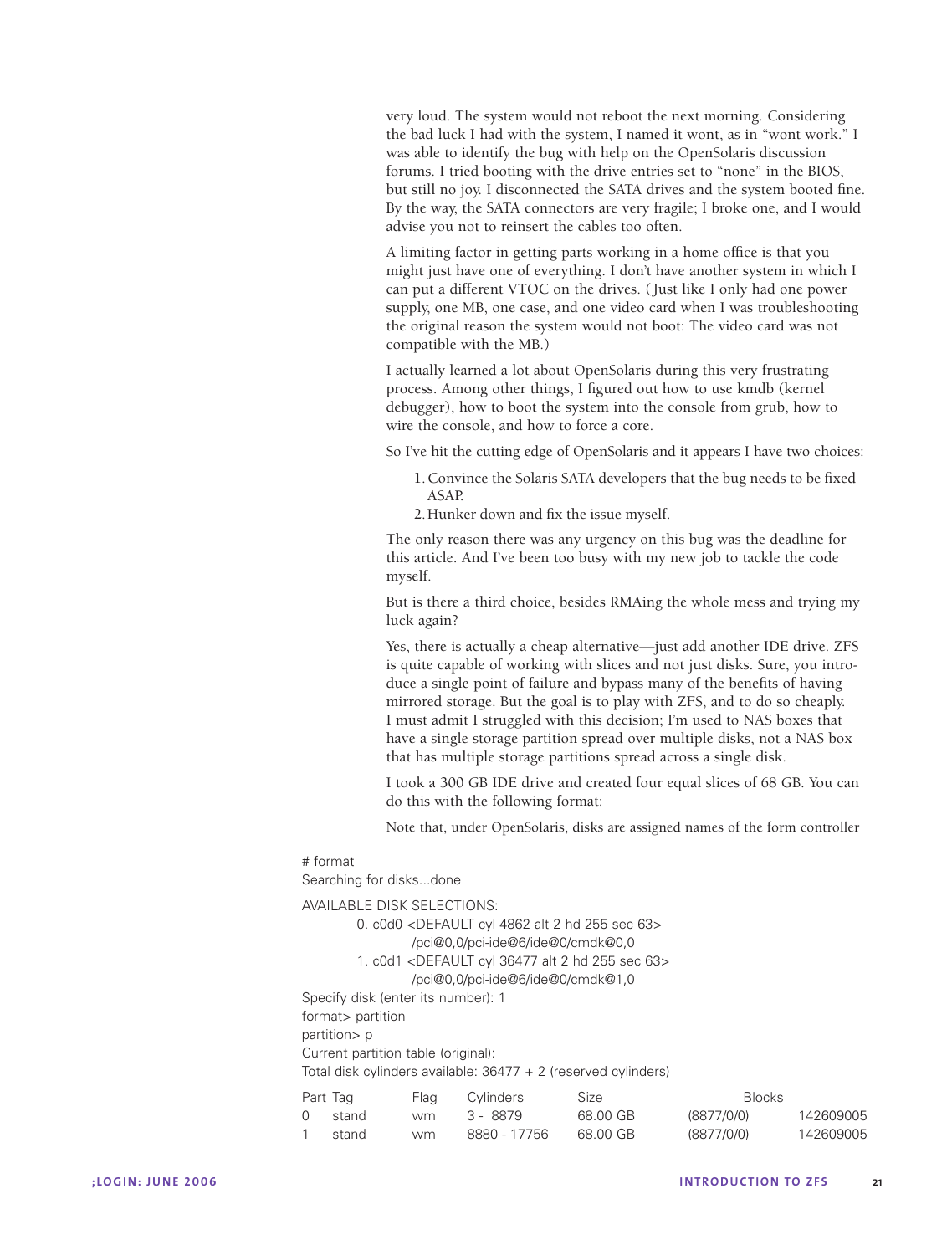very loud. The system would not reboot the next morning. Considering the bad luck I had with the system, I named it wont, as in "wont work." I was able to identify the bug with help on the OpenSolaris discussion forums. I tried booting with the drive entries set to "none" in the BIOS, but still no joy. I disconnected the SATA drives and the system booted fine. By the way, the SATA connectors are very fragile; I broke one, and I would advise you not to reinsert the cables too often.

A limiting factor in getting parts working in a home office is that you might just have one of everything. I don't have another system in which I can put a different VTOC on the drives. (Just like I only had one power supply, one MB, one case, and one video card when I was troubleshooting the original reason the system would not boot: The video card was not compatible with the MB.)

I actually learned a lot about OpenSolaris during this very frustrating process. Among other things, I figured out how to use kmdb (kernel debugger), how to boot the system into the console from grub, how to wire the console, and how to force a core.

So I've hit the cutting edge of OpenSolaris and it appears I have two choices:

1. Convince the Solaris SATA developers that the bug needs to be fixed ASAP.
2. Hunker down and fix the issue myself.

The only reason there was any urgency on this bug was the deadline for this article. And I've been too busy with my new job to tackle the code myself.

But is there a third choice, besides RMAing the whole mess and trying my luck again?

Yes, there is actually a cheap alternative—just add another IDE drive. ZFS is quite capable of working with slices and not just disks. Sure, you introduce a single point of failure and bypass many of the benefits of having mirrored storage. But the goal is to play with ZFS, and to do so cheaply. I must admit I struggled with this decision; I'm used to NAS boxes that have a single storage partition spread over multiple disks, not a NAS box that has multiple storage partitions spread across a single disk.

I took a 300 GB IDE drive and created four equal slices of 68 GB. You can do this with the following format:

Note that, under OpenSolaris, disks are assigned names of the form controller

```
# format
Searching for disks...done

AVAILABLE DISK SELECTIONS:
        0. c0d0 <DEFAULT cyl 4862 alt 2 hd 255 sec 63>
               /pci@0,0/pci-ide@6/ide@0/cmdk@0,0
        1. c0d1 <DEFAULT cyl 36477 alt 2 hd 255 sec 63>
               /pci@0,0/pci-ide@6/ide@0/cmdk@1,0
Specify disk (enter its number): 1
format> partition
partition> p
Current partition table (original):
Total disk cylinders available: 36477 + 2 (reserved cylinders)

Part Tag      Flag   Cylinders      Size        Blocks
0    stand    wm     3 - 8879       68.00 GB    (8877/0/0)   142609005
1    stand    wm     8880 - 17756   68.00 GB    (8877/0/0)   142609005
```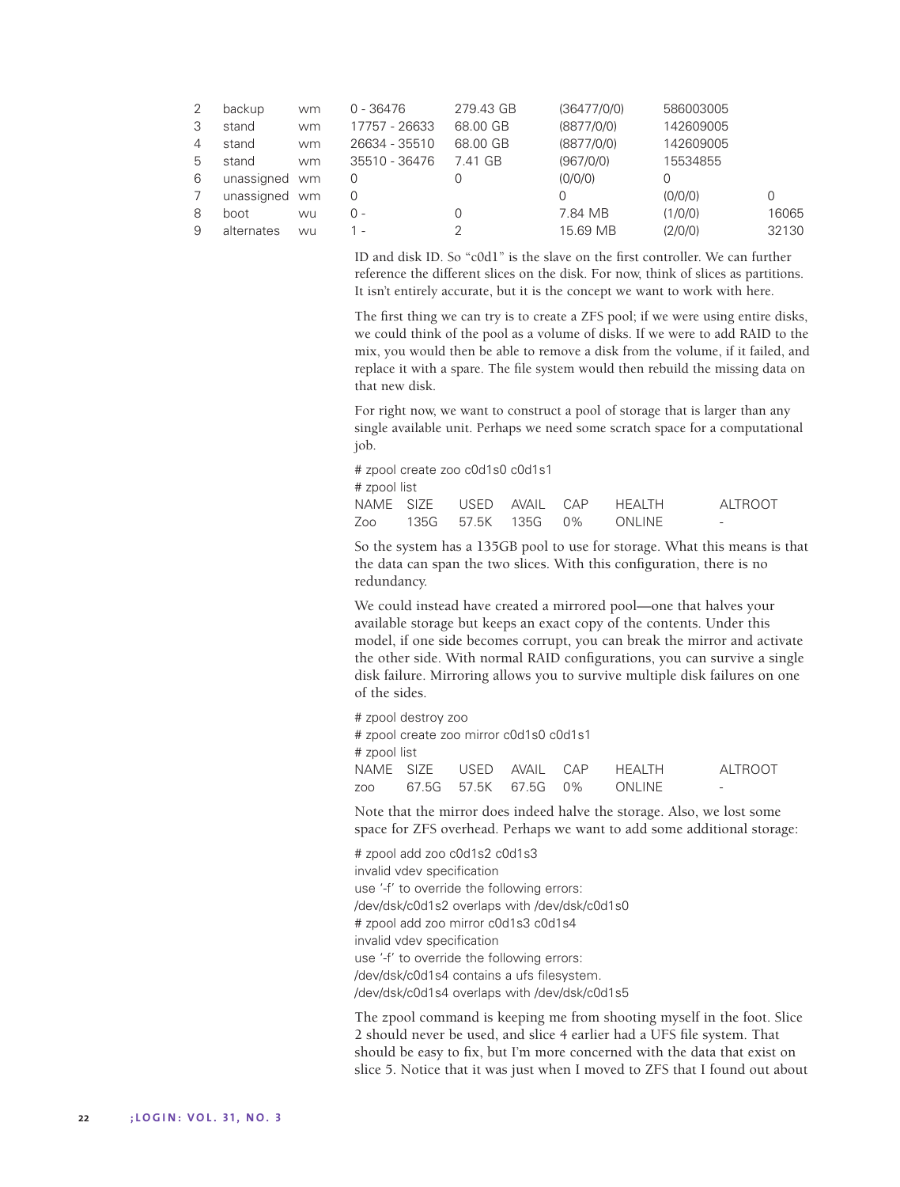```
2   backup      wm   0 - 36476       279.43 GB   (36477/0/0)   586003005
3   stand       wm   17757 - 26633   68.00 GB    (8877/0/0)    142609005
4   stand       wm   26634 - 35510   68.00 GB    (8877/0/0)    142609005
5   stand       wm   35510 - 36476   7.41 GB     (967/0/0)     15534855
6   unassigned  wm   0               0           (0/0/0)       0
7   unassigned  wm   0                           0             (0/0/0)      0
8   boot        wu   0 -             0           7.84 MB       (1/0/0)      16065
9   alternates  wu   1 -             2           15.69 MB      (2/0/0)      32130
```

ID and disk ID. So "c0d1" is the slave on the first controller. We can further reference the different slices on the disk. For now, think of slices as partitions. It isn't entirely accurate, but it is the concept we want to work with here.

The first thing we can try is to create a ZFS pool; if we were using entire disks, we could think of the pool as a volume of disks. If we were to add RAID to the mix, you would then be able to remove a disk from the volume, if it failed, and replace it with a spare. The file system would then rebuild the missing data on that new disk.

For right now, we want to construct a pool of storage that is larger than any single available unit. Perhaps we need some scratch space for a computational job.

```
# zpool create zoo c0d1s0 c0d1s1
# zpool list
NAME  SIZE   USED   AVAIL  CAP   HEALTH     ALTROOT
Zoo   135G   57.5K  135G   0%    ONLINE     -
```

So the system has a 135GB pool to use for storage. What this means is that the data can span the two slices. With this configuration, there is no redundancy.

We could instead have created a mirrored pool—one that halves your available storage but keeps an exact copy of the contents. Under this model, if one side becomes corrupt, you can break the mirror and activate the other side. With normal RAID configurations, you can survive a single disk failure. Mirroring allows you to survive multiple disk failures on one of the sides.

```
# zpool destroy zoo
# zpool create zoo mirror c0d1s0 c0d1s1
# zpool list
NAME  SIZE   USED   AVAIL  CAP   HEALTH     ALTROOT
zoo   67.5G  57.5K  67.5G  0%    ONLINE     -
```

Note that the mirror does indeed halve the storage. Also, we lost some space for ZFS overhead. Perhaps we want to add some additional storage:

```
# zpool add zoo c0d1s2 c0d1s3
invalid vdev specification
use '-f' to override the following errors:
/dev/dsk/c0d1s2 overlaps with /dev/dsk/c0d1s0
# zpool add zoo mirror c0d1s3 c0d1s4
invalid vdev specification
use '-f' to override the following errors:
/dev/dsk/c0d1s4 contains a ufs filesystem.
/dev/dsk/c0d1s4 overlaps with /dev/dsk/c0d1s5
```

The zpool command is keeping me from shooting myself in the foot. Slice 2 should never be used, and slice 4 earlier had a UFS file system. That should be easy to fix, but I'm more concerned with the data that exist on slice 5. Notice that it was just when I moved to ZFS that I found out about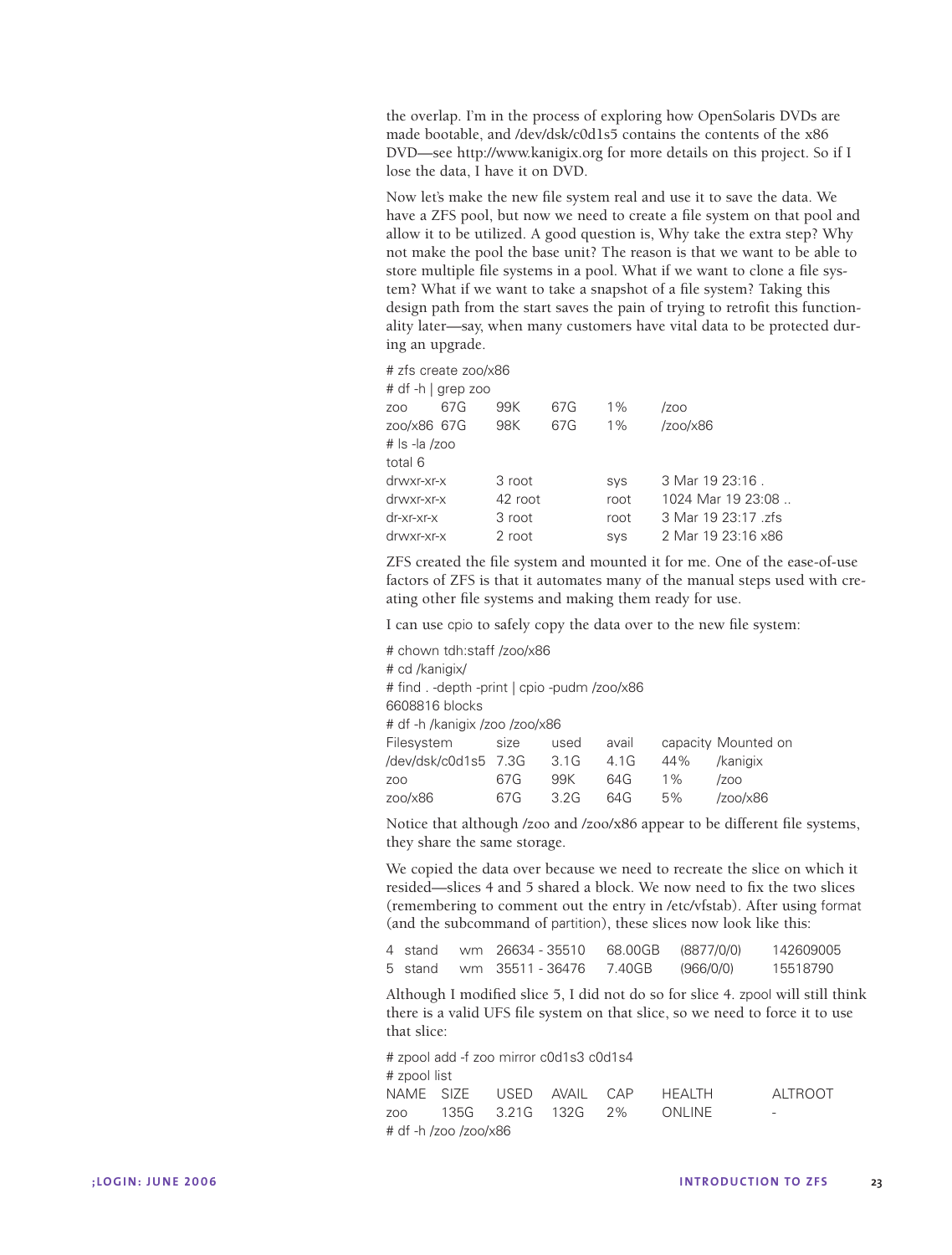the overlap. I'm in the process of exploring how OpenSolaris DVDs are made bootable, and /dev/dsk/c0d1s5 contains the contents of the x86 DVD—see http://www.kanigix.org for more details on this project. So if I lose the data, I have it on DVD.

Now let's make the new file system real and use it to save the data. We have a ZFS pool, but now we need to create a file system on that pool and allow it to be utilized. A good question is, Why take the extra step? Why not make the pool the base unit? The reason is that we want to be able to store multiple file systems in a pool. What if we want to clone a file system? What if we want to take a snapshot of a file system? Taking this design path from the start saves the pain of trying to retrofit this functionality later—say, when many customers have vital data to be protected during an upgrade.

```
# zfs create zoo/x86
# df -h | grep zoo
zoo        67G    99K    67G    1%    /zoo
zoo/x86    67G    98K    67G    1%    /zoo/x86
# ls -la /zoo
total 6
drwxr-xr-x     3 root    sys     3 Mar 19 23:16 .
drwxr-xr-x    42 root    root    1024 Mar 19 23:08 ..
dr-xr-xr-x     3 root    root    3 Mar 19 23:17 .zfs
drwxr-xr-x     2 root    sys     2 Mar 19 23:16 x86
```

ZFS created the file system and mounted it for me. One of the ease-of-use factors of ZFS is that it automates many of the manual steps used with creating other file systems and making them ready for use.

I can use cpio to safely copy the data over to the new file system:

```
# chown tdh:staff /zoo/x86
# cd /kanigix/
# find . -depth -print | cpio -pudm /zoo/x86
6608816 blocks
# df -h /kanigix /zoo /zoo/x86
Filesystem        size    used    avail    capacity  Mounted on
/dev/dsk/c0d1s5   7.3G    3.1G    4.1G     44%       /kanigix
zoo               67G     99K     64G      1%        /zoo
zoo/x86           67G     3.2G    64G      5%        /zoo/x86
```

Notice that although /zoo and /zoo/x86 appear to be different file systems, they share the same storage.

We copied the data over because we need to recreate the slice on which it resided—slices 4 and 5 shared a block. We now need to fix the two slices (remembering to comment out the entry in /etc/vfstab). After using format (and the subcommand of partition), these slices now look like this:

```
4  stand    wm   26634 - 35510    68.00GB    (8877/0/0)    142609005
5  stand    wm   35511 - 36476    7.40GB     (966/0/0)     15518790
```

Although I modified slice 5, I did not do so for slice 4. zpool will still think there is a valid UFS file system on that slice, so we need to force it to use that slice:

```
# zpool add -f zoo mirror c0d1s3 c0d1s4
# zpool list
NAME   SIZE    USED    AVAIL   CAP    HEALTH     ALTROOT
zoo    135G    3.21G   132G    2%     ONLINE     -
# df -h /zoo /zoo/x86
```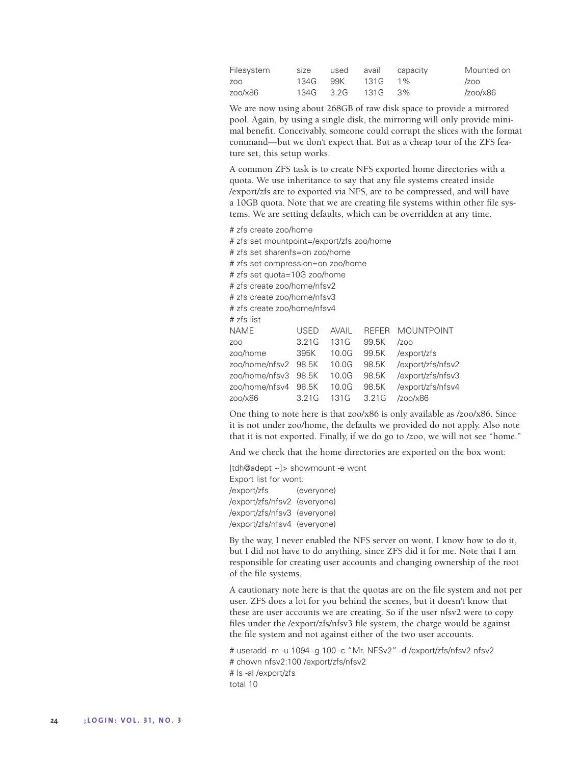```
Filesystem     size    used    avail    capacity    Mounted on
zoo            134G    99K     131G     1%          /zoo
zoo/x86        134G    3.2G    131G     3%          /zoo/x86
```

We are now using about 268GB of raw disk space to provide a mirrored pool. Again, by using a single disk, the mirroring will only provide minimal benefit. Conceivably, someone could corrupt the slices with the format command—but we don't expect that. But as a cheap tour of the ZFS feature set, this setup works.

A common ZFS task is to create NFS exported home directories with a quota. We use inheritance to say that any file systems created inside /export/zfs are to exported via NFS, are to be compressed, and will have a 10GB quota. Note that we are creating file systems within other file systems. We are setting defaults, which can be overridden at any time.

```
# zfs create zoo/home
# zfs set mountpoint=/export/zfs zoo/home
# zfs set sharenfs=on zoo/home
# zfs set compression=on zoo/home
# zfs set quota=10G zoo/home
# zfs create zoo/home/nfsv2
# zfs create zoo/home/nfsv3
# zfs create zoo/home/nfsv4
# zfs list
NAME             USED    AVAIL   REFER   MOUNTPOINT
zoo              3.21G   131G    99.5K   /zoo
zoo/home         395K    10.0G   99.5K   /export/zfs
zoo/home/nfsv2   98.5K   10.0G   98.5K   /export/zfs/nfsv2
zoo/home/nfsv3   98.5K   10.0G   98.5K   /export/zfs/nfsv3
zoo/home/nfsv4   98.5K   10.0G   98.5K   /export/zfs/nfsv4
zoo/x86          3.21G   131G    3.21G   /zoo/x86
```

One thing to note here is that zoo/x86 is only available as /zoo/x86. Since it is not under zoo/home, the defaults we provided do not apply. Also note that it is not exported. Finally, if we do go to /zoo, we will not see "home."

And we check that the home directories are exported on the box wont:

```
[tdh@adept ~]> showmount -e wont
Export list for wont:
/export/zfs          (everyone)
/export/zfs/nfsv2    (everyone)
/export/zfs/nfsv3    (everyone)
/export/zfs/nfsv4    (everyone)
```

By the way, I never enabled the NFS server on wont. I know how to do it, but I did not have to do anything, since ZFS did it for me. Note that I am responsible for creating user accounts and changing ownership of the root of the file systems.

A cautionary note here is that the quotas are on the file system and not per user. ZFS does a lot for you behind the scenes, but it doesn't know that these are user accounts we are creating. So if the user nfsv2 were to copy files under the /export/zfs/nfsv3 file system, the charge would be against the file system and not against either of the two user accounts.

```
# useradd -m -u 1094 -g 100 -c "Mr. NFSv2" -d /export/zfs/nfsv2 nfsv2
# chown nfsv2:100 /export/zfs/nfsv2
# ls -al /export/zfs
total 10
```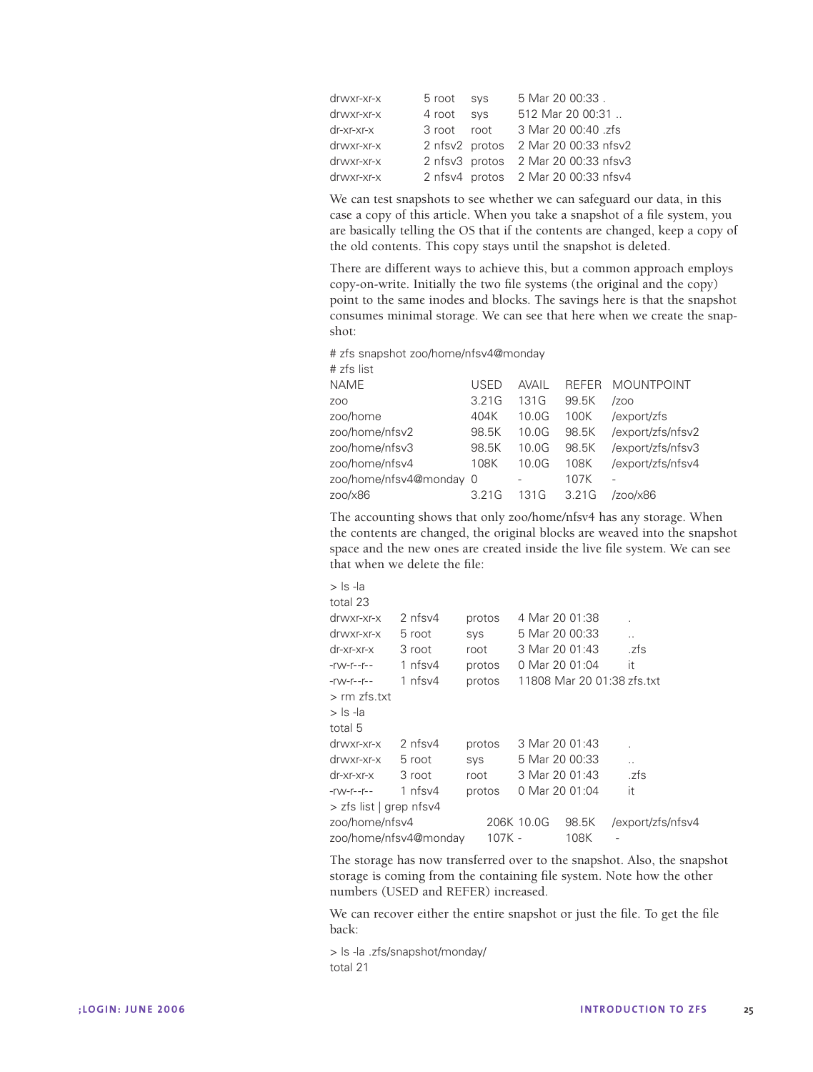```
drwxr-xr-x    5 root    sys     5 Mar 20 00:33 .
drwxr-xr-x    4 root    sys     512 Mar 20 00:31 ..
dr-xr-xr-x    3 root    root    3 Mar 20 00:40 .zfs
drwxr-xr-x    2 nfsv2   protos  2 Mar 20 00:33 nfsv2
drwxr-xr-x    2 nfsv3   protos  2 Mar 20 00:33 nfsv3
drwxr-xr-x    2 nfsv4   protos  2 Mar 20 00:33 nfsv4
```

We can test snapshots to see whether we can safeguard our data, in this case a copy of this article. When you take a snapshot of a file system, you are basically telling the OS that if the contents are changed, keep a copy of the old contents. This copy stays until the snapshot is deleted.

There are different ways to achieve this, but a common approach employs copy-on-write. Initially the two file systems (the original and the copy) point to the same inodes and blocks. The savings here is that the snapshot consumes minimal storage. We can see that here when we create the snapshot:

```
# zfs snapshot zoo/home/nfsv4@monday
# zfs list
NAME                    USED    AVAIL   REFER   MOUNTPOINT
zoo                     3.21G   131G    99.5K   /zoo
zoo/home                404K    10.0G   100K    /export/zfs
zoo/home/nfsv2          98.5K   10.0G   98.5K   /export/zfs/nfsv2
zoo/home/nfsv3          98.5K   10.0G   98.5K   /export/zfs/nfsv3
zoo/home/nfsv4          108K    10.0G   108K    /export/zfs/nfsv4
zoo/home/nfsv4@monday   0       -       107K    -
zoo/x86                 3.21G   131G    3.21G   /zoo/x86
```

The accounting shows that only zoo/home/nfsv4 has any storage. When the contents are changed, the original blocks are weaved into the snapshot space and the new ones are created inside the live file system. We can see that when we delete the file:

```
> ls -la
total 23
drwxr-xr-x    2 nfsv4    protos    4 Mar 20 01:38     .
drwxr-xr-x    5 root     sys       5 Mar 20 00:33     ..
dr-xr-xr-x    3 root     root      3 Mar 20 01:43     .zfs
-rw-r--r--    1 nfsv4    protos    0 Mar 20 01:04     it
-rw-r--r--    1 nfsv4    protos    11808 Mar 20 01:38 zfs.txt
> rm zfs.txt
> ls -la
total 5
drwxr-xr-x    2 nfsv4    protos    3 Mar 20 01:43     .
drwxr-xr-x    5 root     sys       5 Mar 20 00:33     ..
dr-xr-xr-x    3 root     root      3 Mar 20 01:43     .zfs
-rw-r--r--    1 nfsv4    protos    0 Mar 20 01:04     it
> zfs list | grep nfsv4
zoo/home/nfsv4               206K 10.0G    98.5K    /export/zfs/nfsv4
zoo/home/nfsv4@monday        107K -        108K     -
```

The storage has now transferred over to the snapshot. Also, the snapshot storage is coming from the containing file system. Note how the other numbers (USED and REFER) increased.

We can recover either the entire snapshot or just the file. To get the file back:

```
> ls -la .zfs/snapshot/monday/
total 21
```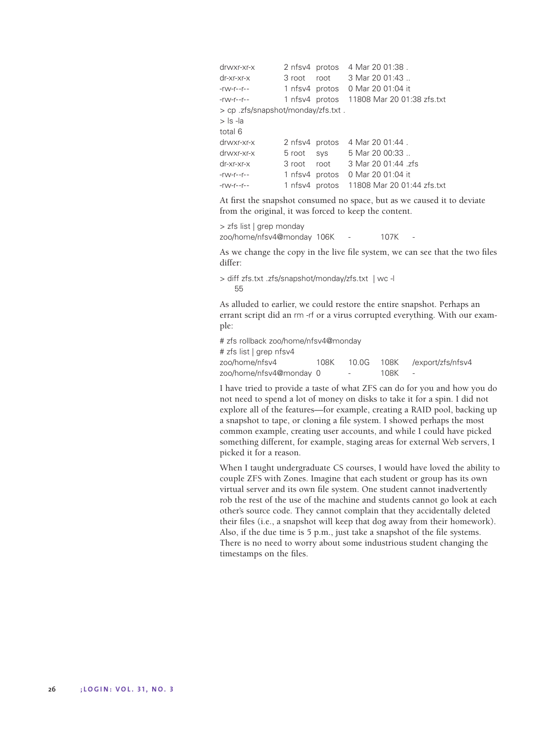```
drwxr-xr-x        2 nfsv4  protos   4 Mar 20 01:38 .
dr-xr-xr-x        3 root   root     3 Mar 20 01:43 ..
-rw-r--r--        1 nfsv4  protos   0 Mar 20 01:04 it
-rw-r--r--        1 nfsv4  protos   11808 Mar 20 01:38 zfs.txt
> cp .zfs/snapshot/monday/zfs.txt .
> ls -la
total 6
drwxr-xr-x        2 nfsv4  protos   4 Mar 20 01:44 .
drwxr-xr-x        5 root   sys      5 Mar 20 00:33 ..
dr-xr-xr-x        3 root   root     3 Mar 20 01:44 .zfs
-rw-r--r--        1 nfsv4  protos   0 Mar 20 01:04 it
-rw-r--r--        1 nfsv4  protos   11808 Mar 20 01:44 zfs.txt
```

At first the snapshot consumed no space, but as we caused it to deviate from the original, it was forced to keep the content.

```
> zfs list | grep monday
zoo/home/nfsv4@monday  106K    -       107K    -
```

As we change the copy in the live file system, we can see that the two files differ:

```
> diff zfs.txt .zfs/snapshot/monday/zfs.txt  | wc -l
    55
```

As alluded to earlier, we could restore the entire snapshot. Perhaps an errant script did an rm -rf or a virus corrupted everything. With our example:

```
# zfs rollback zoo/home/nfsv4@monday
# zfs list | grep nfsv4
zoo/home/nfsv4          108K    10.0G   108K    /export/zfs/nfsv4
zoo/home/nfsv4@monday   0       -       108K    -
```

I have tried to provide a taste of what ZFS can do for you and how you do not need to spend a lot of money on disks to take it for a spin. I did not explore all of the features—for example, creating a RAID pool, backing up a snapshot to tape, or cloning a file system. I showed perhaps the most common example, creating user accounts, and while I could have picked something different, for example, staging areas for external Web servers, I picked it for a reason.

When I taught undergraduate CS courses, I would have loved the ability to couple ZFS with Zones. Imagine that each student or group has its own virtual server and its own file system. One student cannot inadvertently rob the rest of the use of the machine and students cannot go look at each other's source code. They cannot complain that they accidentally deleted their files (i.e., a snapshot will keep that dog away from their homework). Also, if the due time is 5 p.m., just take a snapshot of the file systems. There is no need to worry about some industrious student changing the timestamps on the files.